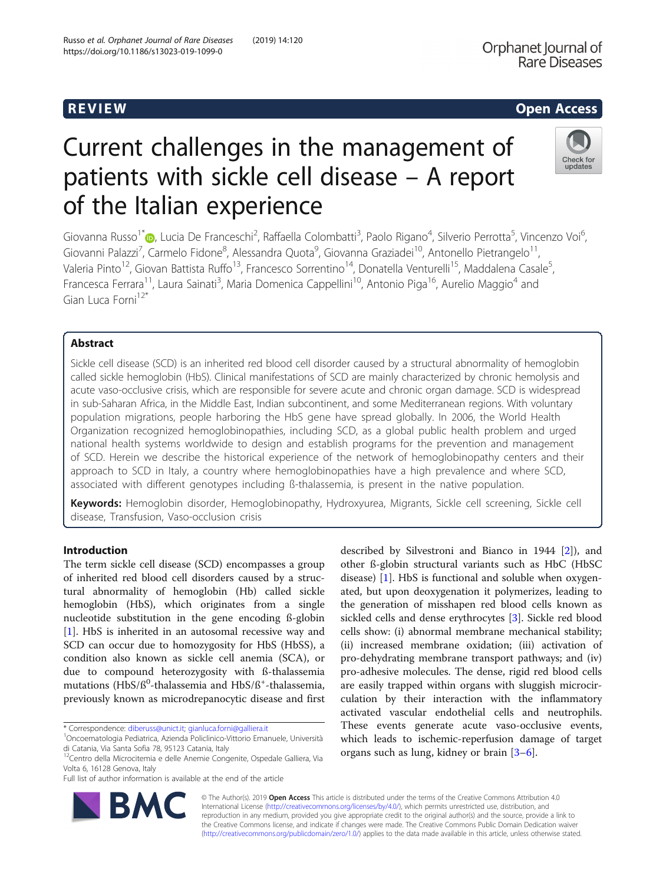REVIEW

Open Access

# Current challenges in the management of patients with sickle cell disease – A report of the Italian experience

Giovanna Russo[1*], Lucia De Franceschi[2], Raffaella Colombatti[3], Paolo Rigano[4], Silverio Perrotta[5], Vincenzo Voi[6], Giovanni Palazzi[7], Carmelo Fidone[8], Alessandra Quota[9], Giovanna Graziadei[10], Antonello Pietrangelo[11], Valeria Pinto[12], Giovan Battista Ruffo[13], Francesco Sorrentino[14], Donatella Venturelli[15], Maddalena Casale[5], Francesca Ferrara[11], Laura Sainati[3], Maria Domenica Cappellini[10], Antonio Piga[16], Aurelio Maggio[4] and Gian Luca Forni[12*]

## Abstract

Sickle cell disease (SCD) is an inherited red blood cell disorder caused by a structural abnormality of hemoglobin called sickle hemoglobin (HbS). Clinical manifestations of SCD are mainly characterized by chronic hemolysis and acute vaso-occlusive crisis, which are responsible for severe acute and chronic organ damage. SCD is widespread in sub-Saharan Africa, in the Middle East, Indian subcontinent, and some Mediterranean regions. With voluntary population migrations, people harboring the HbS gene have spread globally. In 2006, the World Health Organization recognized hemoglobinopathies, including SCD, as a global public health problem and urged national health systems worldwide to design and establish programs for the prevention and management of SCD. Herein we describe the historical experience of the network of hemoglobinopathy centers and their approach to SCD in Italy, a country where hemoglobinopathies have a high prevalence and where SCD, associated with different genotypes including ß-thalassemia, is present in the native population.

**Keywords:** Hemoglobin disorder, Hemoglobinopathy, Hydroxyurea, Migrants, Sickle cell screening, Sickle cell disease, Transfusion, Vaso-occlusion crisis

## Introduction

The term sickle cell disease (SCD) encompasses a group of inherited red blood cell disorders caused by a structural abnormality of hemoglobin (Hb) called sickle hemoglobin (HbS), which originates from a single nucleotide substitution in the gene encoding ß-globin [1]. HbS is inherited in an autosomal recessive way and SCD can occur due to homozygosity for HbS (HbSS), a condition also known as sickle cell anemia (SCA), or due to compound heterozygosity with ß-thalassemia mutations (HbS/$ß^0$-thalassemia and HbS/$ß^+$-thalassemia, previously known as microdrepanocytic disease and first described by Silvestroni and Bianco in 1944 [2]), and other ß-globin structural variants such as HbC (HbSC disease) [1]. HbS is functional and soluble when oxygenated, but upon deoxygenation it polymerizes, leading to the generation of misshapen red blood cells known as sickled cells and dense erythrocytes [3]. Sickle red blood cells show: (i) abnormal membrane mechanical stability; (ii) increased membrane oxidation; (iii) activation of pro-dehydrating membrane transport pathways; and (iv) pro-adhesive molecules. The dense, rigid red blood cells are easily trapped within organs with sluggish microcirculation by their interaction with the inflammatory activated vascular endothelial cells and neutrophils. These events generate acute vaso-occlusive events, which leads to ischemic-reperfusion damage of target organs such as lung, kidney or brain [3–6].

\* Correspondence: diberuss@unict.it; gianluca.forni@galliera.it
[1]Oncoematologia Pediatrica, Azienda Policlinico-Vittorio Emanuele, Università di Catania, Via Santa Sofia 78, 95123 Catania, Italy
[12]Centro della Microcitemia e delle Anemie Congenite, Ospedale Galliera, Via Volta 6, 16128 Genova, Italy
Full list of author information is available at the end of the article

© The Author(s). 2019 **Open Access** This article is distributed under the terms of the Creative Commons Attribution 4.0 International License (http://creativecommons.org/licenses/by/4.0/), which permits unrestricted use, distribution, and reproduction in any medium, provided you give appropriate credit to the original author(s) and the source, provide a link to the Creative Commons license, and indicate if changes were made. The Creative Commons Public Domain Dedication waiver (http://creativecommons.org/publicdomain/zero/1.0/) applies to the data made available in this article, unless otherwise stated.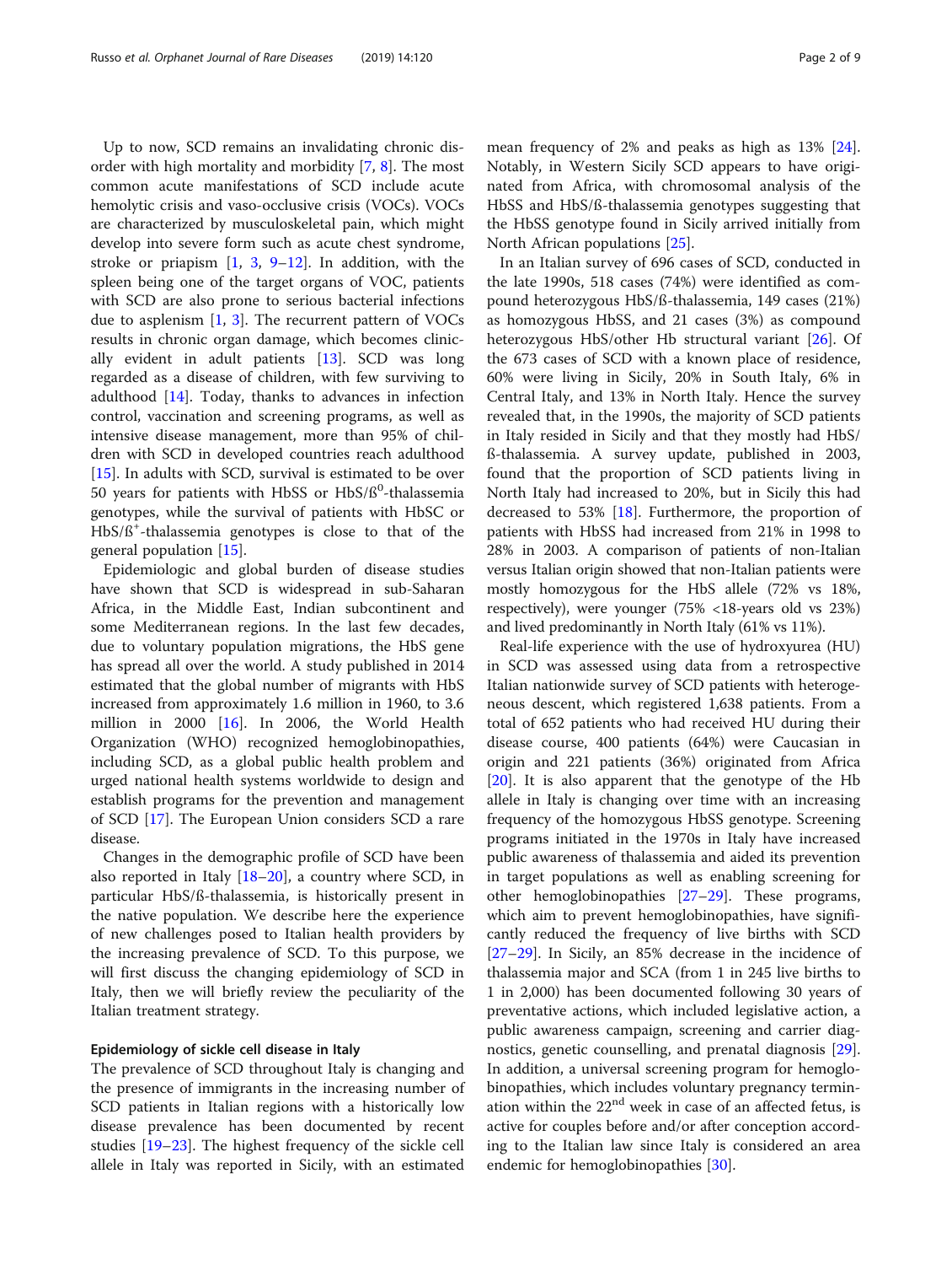Up to now, SCD remains an invalidating chronic disorder with high mortality and morbidity [7, 8]. The most common acute manifestations of SCD include acute hemolytic crisis and vaso-occlusive crisis (VOCs). VOCs are characterized by musculoskeletal pain, which might develop into severe form such as acute chest syndrome, stroke or priapism [1, 3, 9–12]. In addition, with the spleen being one of the target organs of VOC, patients with SCD are also prone to serious bacterial infections due to asplenism [1, 3]. The recurrent pattern of VOCs results in chronic organ damage, which becomes clinically evident in adult patients [13]. SCD was long regarded as a disease of children, with few surviving to adulthood [14]. Today, thanks to advances in infection control, vaccination and screening programs, as well as intensive disease management, more than 95% of children with SCD in developed countries reach adulthood [15]. In adults with SCD, survival is estimated to be over 50 years for patients with HbSS or HbS/ß$^0$-thalassemia genotypes, while the survival of patients with HbSC or HbS/ß$^+$-thalassemia genotypes is close to that of the general population [15].

Epidemiologic and global burden of disease studies have shown that SCD is widespread in sub-Saharan Africa, in the Middle East, Indian subcontinent and some Mediterranean regions. In the last few decades, due to voluntary population migrations, the HbS gene has spread all over the world. A study published in 2014 estimated that the global number of migrants with HbS increased from approximately 1.6 million in 1960, to 3.6 million in 2000 [16]. In 2006, the World Health Organization (WHO) recognized hemoglobinopathies, including SCD, as a global public health problem and urged national health systems worldwide to design and establish programs for the prevention and management of SCD [17]. The European Union considers SCD a rare disease.

Changes in the demographic profile of SCD have been also reported in Italy [18–20], a country where SCD, in particular HbS/ß-thalassemia, is historically present in the native population. We describe here the experience of new challenges posed to Italian health providers by the increasing prevalence of SCD. To this purpose, we will first discuss the changing epidemiology of SCD in Italy, then we will briefly review the peculiarity of the Italian treatment strategy.

## Epidemiology of sickle cell disease in Italy

The prevalence of SCD throughout Italy is changing and the presence of immigrants in the increasing number of SCD patients in Italian regions with a historically low disease prevalence has been documented by recent studies [19–23]. The highest frequency of the sickle cell allele in Italy was reported in Sicily, with an estimated mean frequency of 2% and peaks as high as 13% [24]. Notably, in Western Sicily SCD appears to have originated from Africa, with chromosomal analysis of the HbSS and HbS/ß-thalassemia genotypes suggesting that the HbSS genotype found in Sicily arrived initially from North African populations [25].

In an Italian survey of 696 cases of SCD, conducted in the late 1990s, 518 cases (74%) were identified as compound heterozygous HbS/ß-thalassemia, 149 cases (21%) as homozygous HbSS, and 21 cases (3%) as compound heterozygous HbS/other Hb structural variant [26]. Of the 673 cases of SCD with a known place of residence, 60% were living in Sicily, 20% in South Italy, 6% in Central Italy, and 13% in North Italy. Hence the survey revealed that, in the 1990s, the majority of SCD patients in Italy resided in Sicily and that they mostly had HbS/ß-thalassemia. A survey update, published in 2003, found that the proportion of SCD patients living in North Italy had increased to 20%, but in Sicily this had decreased to 53% [18]. Furthermore, the proportion of patients with HbSS had increased from 21% in 1998 to 28% in 2003. A comparison of patients of non-Italian versus Italian origin showed that non-Italian patients were mostly homozygous for the HbS allele (72% vs 18%, respectively), were younger (75% <18-years old vs 23%) and lived predominantly in North Italy (61% vs 11%).

Real-life experience with the use of hydroxyurea (HU) in SCD was assessed using data from a retrospective Italian nationwide survey of SCD patients with heterogeneous descent, which registered 1,638 patients. From a total of 652 patients who had received HU during their disease course, 400 patients (64%) were Caucasian in origin and 221 patients (36%) originated from Africa [20]. It is also apparent that the genotype of the Hb allele in Italy is changing over time with an increasing frequency of the homozygous HbSS genotype. Screening programs initiated in the 1970s in Italy have increased public awareness of thalassemia and aided its prevention in target populations as well as enabling screening for other hemoglobinopathies [27–29]. These programs, which aim to prevent hemoglobinopathies, have significantly reduced the frequency of live births with SCD [27–29]. In Sicily, an 85% decrease in the incidence of thalassemia major and SCA (from 1 in 245 live births to 1 in 2,000) has been documented following 30 years of preventative actions, which included legislative action, a public awareness campaign, screening and carrier diagnostics, genetic counselling, and prenatal diagnosis [29]. In addition, a universal screening program for hemoglobinopathies, which includes voluntary pregnancy termination within the 22$^{nd}$ week in case of an affected fetus, is active for couples before and/or after conception according to the Italian law since Italy is considered an area endemic for hemoglobinopathies [30].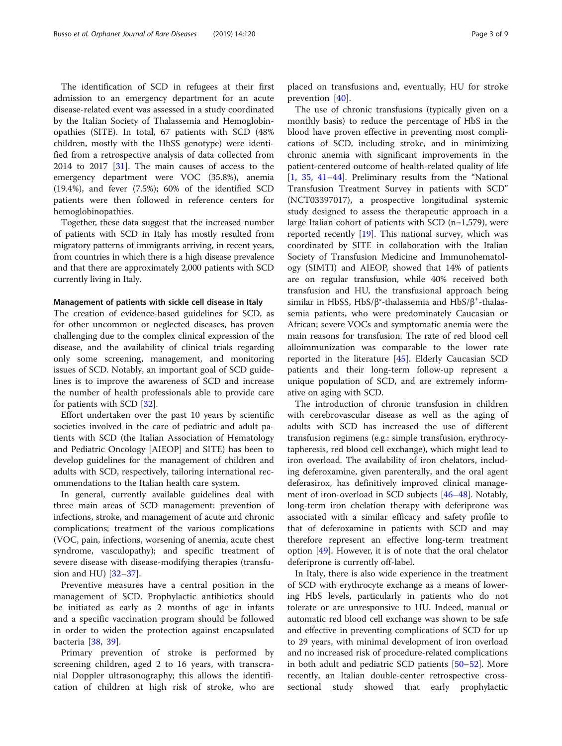The identification of SCD in refugees at their first admission to an emergency department for an acute disease-related event was assessed in a study coordinated by the Italian Society of Thalassemia and Hemoglobinopathies (SITE). In total, 67 patients with SCD (48% children, mostly with the HbSS genotype) were identified from a retrospective analysis of data collected from 2014 to 2017 [31]. The main causes of access to the emergency department were VOC (35.8%), anemia (19.4%), and fever (7.5%); 60% of the identified SCD patients were then followed in reference centers for hemoglobinopathies.

Together, these data suggest that the increased number of patients with SCD in Italy has mostly resulted from migratory patterns of immigrants arriving, in recent years, from countries in which there is a high disease prevalence and that there are approximately 2,000 patients with SCD currently living in Italy.

#### Management of patients with sickle cell disease in Italy

The creation of evidence-based guidelines for SCD, as for other uncommon or neglected diseases, has proven challenging due to the complex clinical expression of the disease, and the availability of clinical trials regarding only some screening, management, and monitoring issues of SCD. Notably, an important goal of SCD guidelines is to improve the awareness of SCD and increase the number of health professionals able to provide care for patients with SCD [32].

Effort undertaken over the past 10 years by scientific societies involved in the care of pediatric and adult patients with SCD (the Italian Association of Hematology and Pediatric Oncology [AIEOP] and SITE) has been to develop guidelines for the management of children and adults with SCD, respectively, tailoring international recommendations to the Italian health care system.

In general, currently available guidelines deal with three main areas of SCD management: prevention of infections, stroke, and management of acute and chronic complications; treatment of the various complications (VOC, pain, infections, worsening of anemia, acute chest syndrome, vasculopathy); and specific treatment of severe disease with disease-modifying therapies (transfusion and HU) [32–37].

Preventive measures have a central position in the management of SCD. Prophylactic antibiotics should be initiated as early as 2 months of age in infants and a specific vaccination program should be followed in order to widen the protection against encapsulated bacteria [38, 39].

Primary prevention of stroke is performed by screening children, aged 2 to 16 years, with transcranial Doppler ultrasonography; this allows the identification of children at high risk of stroke, who are placed on transfusions and, eventually, HU for stroke prevention [40].

The use of chronic transfusions (typically given on a monthly basis) to reduce the percentage of HbS in the blood have proven effective in preventing most complications of SCD, including stroke, and in minimizing chronic anemia with significant improvements in the patient-centered outcome of health-related quality of life [1, 35, 41–44]. Preliminary results from the "National Transfusion Treatment Survey in patients with SCD" (NCT03397017), a prospective longitudinal systemic study designed to assess the therapeutic approach in a large Italian cohort of patients with SCD (n=1,579), were reported recently [19]. This national survey, which was coordinated by SITE in collaboration with the Italian Society of Transfusion Medicine and Immunohematology (SIMTI) and AIEOP, showed that 14% of patients are on regular transfusion, while 40% received both transfusion and HU, the transfusional approach being similar in HbSS, HbS/$\beta^{\circ}$-thalassemia and HbS/$\beta^{+}$-thalassemia patients, who were predominately Caucasian or African; severe VOCs and symptomatic anemia were the main reasons for transfusion. The rate of red blood cell alloimmunization was comparable to the lower rate reported in the literature [45]. Elderly Caucasian SCD patients and their long-term follow-up represent a unique population of SCD, and are extremely informative on aging with SCD.

The introduction of chronic transfusion in children with cerebrovascular disease as well as the aging of adults with SCD has increased the use of different transfusion regimens (e.g.: simple transfusion, erythrocytapheresis, red blood cell exchange), which might lead to iron overload. The availability of iron chelators, including deferoxamine, given parenterally, and the oral agent deferasirox, has definitively improved clinical management of iron-overload in SCD subjects [46–48]. Notably, long-term iron chelation therapy with deferiprone was associated with a similar efficacy and safety profile to that of deferoxamine in patients with SCD and may therefore represent an effective long-term treatment option [49]. However, it is of note that the oral chelator deferiprone is currently off-label.

In Italy, there is also wide experience in the treatment of SCD with erythrocyte exchange as a means of lowering HbS levels, particularly in patients who do not tolerate or are unresponsive to HU. Indeed, manual or automatic red blood cell exchange was shown to be safe and effective in preventing complications of SCD for up to 29 years, with minimal development of iron overload and no increased risk of procedure-related complications in both adult and pediatric SCD patients [50–52]. More recently, an Italian double-center retrospective cross-sectional study showed that early prophylactic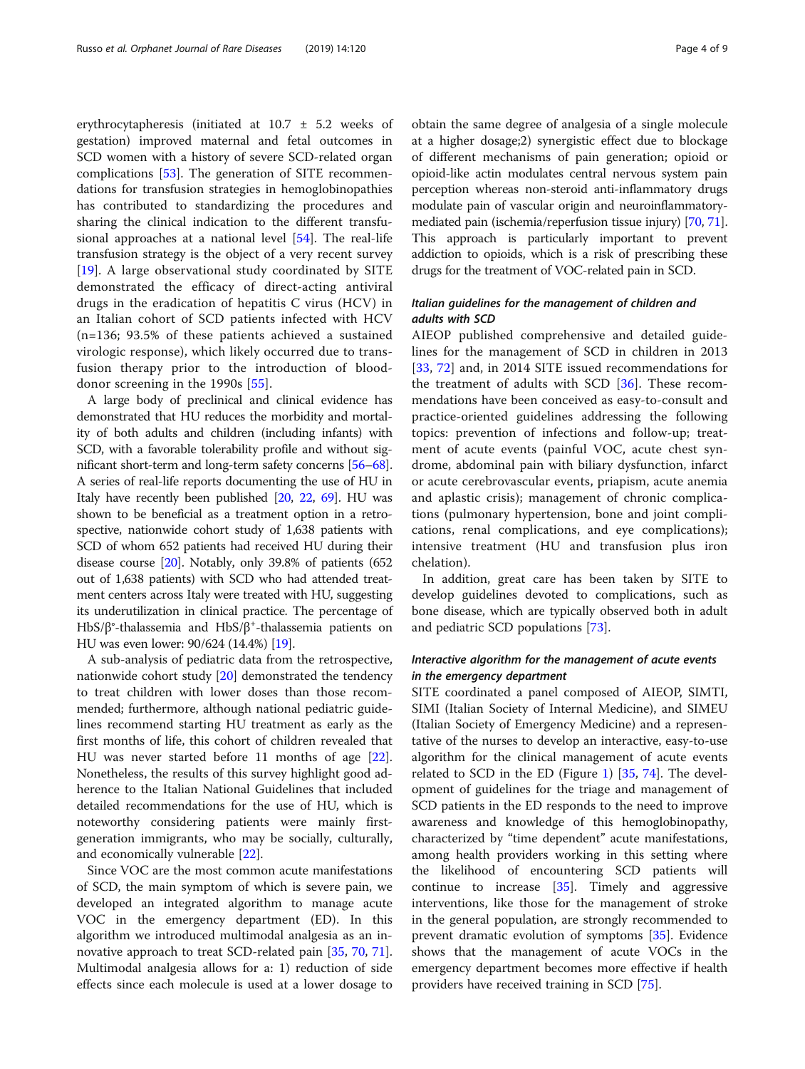erythrocytapheresis (initiated at 10.7 ± 5.2 weeks of gestation) improved maternal and fetal outcomes in SCD women with a history of severe SCD-related organ complications [53]. The generation of SITE recommendations for transfusion strategies in hemoglobinopathies has contributed to standardizing the procedures and sharing the clinical indication to the different transfusional approaches at a national level [54]. The real-life transfusion strategy is the object of a very recent survey [19]. A large observational study coordinated by SITE demonstrated the efficacy of direct-acting antiviral drugs in the eradication of hepatitis C virus (HCV) in an Italian cohort of SCD patients infected with HCV (n=136; 93.5% of these patients achieved a sustained virologic response), which likely occurred due to transfusion therapy prior to the introduction of blood-donor screening in the 1990s [55].

A large body of preclinical and clinical evidence has demonstrated that HU reduces the morbidity and mortality of both adults and children (including infants) with SCD, with a favorable tolerability profile and without significant short-term and long-term safety concerns [56–68]. A series of real-life reports documenting the use of HU in Italy have recently been published [20, 22, 69]. HU was shown to be beneficial as a treatment option in a retrospective, nationwide cohort study of 1,638 patients with SCD of whom 652 patients had received HU during their disease course [20]. Notably, only 39.8% of patients (652 out of 1,638 patients) with SCD who had attended treatment centers across Italy were treated with HU, suggesting its underutilization in clinical practice. The percentage of HbS/$\beta^{\circ}$-thalassemia and HbS/$\beta^{+}$-thalassemia patients on HU was even lower: 90/624 (14.4%) [19].

A sub-analysis of pediatric data from the retrospective, nationwide cohort study [20] demonstrated the tendency to treat children with lower doses than those recommended; furthermore, although national pediatric guidelines recommend starting HU treatment as early as the first months of life, this cohort of children revealed that HU was never started before 11 months of age [22]. Nonetheless, the results of this survey highlight good adherence to the Italian National Guidelines that included detailed recommendations for the use of HU, which is noteworthy considering patients were mainly first-generation immigrants, who may be socially, culturally, and economically vulnerable [22].

Since VOC are the most common acute manifestations of SCD, the main symptom of which is severe pain, we developed an integrated algorithm to manage acute VOC in the emergency department (ED). In this algorithm we introduced multimodal analgesia as an innovative approach to treat SCD-related pain [35, 70, 71]. Multimodal analgesia allows for a: 1) reduction of side effects since each molecule is used at a lower dosage to obtain the same degree of analgesia of a single molecule at a higher dosage;2) synergistic effect due to blockage of different mechanisms of pain generation; opioid or opioid-like actin modulates central nervous system pain perception whereas non-steroid anti-inflammatory drugs modulate pain of vascular origin and neuroinflammatory-mediated pain (ischemia/reperfusion tissue injury) [70, 71]. This approach is particularly important to prevent addiction to opioids, which is a risk of prescribing these drugs for the treatment of VOC-related pain in SCD.

### *Italian guidelines for the management of children and adults with SCD*

AIEOP published comprehensive and detailed guidelines for the management of SCD in children in 2013 [33, 72] and, in 2014 SITE issued recommendations for the treatment of adults with SCD [36]. These recommendations have been conceived as easy-to-consult and practice-oriented guidelines addressing the following topics: prevention of infections and follow-up; treatment of acute events (painful VOC, acute chest syndrome, abdominal pain with biliary dysfunction, infarct or acute cerebrovascular events, priapism, acute anemia and aplastic crisis); management of chronic complications (pulmonary hypertension, bone and joint complications, renal complications, and eye complications); intensive treatment (HU and transfusion plus iron chelation).

In addition, great care has been taken by SITE to develop guidelines devoted to complications, such as bone disease, which are typically observed both in adult and pediatric SCD populations [73].

### *Interactive algorithm for the management of acute events in the emergency department*

SITE coordinated a panel composed of AIEOP, SIMTI, SIMI (Italian Society of Internal Medicine), and SIMEU (Italian Society of Emergency Medicine) and a representative of the nurses to develop an interactive, easy-to-use algorithm for the clinical management of acute events related to SCD in the ED (Figure 1) [35, 74]. The development of guidelines for the triage and management of SCD patients in the ED responds to the need to improve awareness and knowledge of this hemoglobinopathy, characterized by "time dependent" acute manifestations, among health providers working in this setting where the likelihood of encountering SCD patients will continue to increase [35]. Timely and aggressive interventions, like those for the management of stroke in the general population, are strongly recommended to prevent dramatic evolution of symptoms [35]. Evidence shows that the management of acute VOCs in the emergency department becomes more effective if health providers have received training in SCD [75].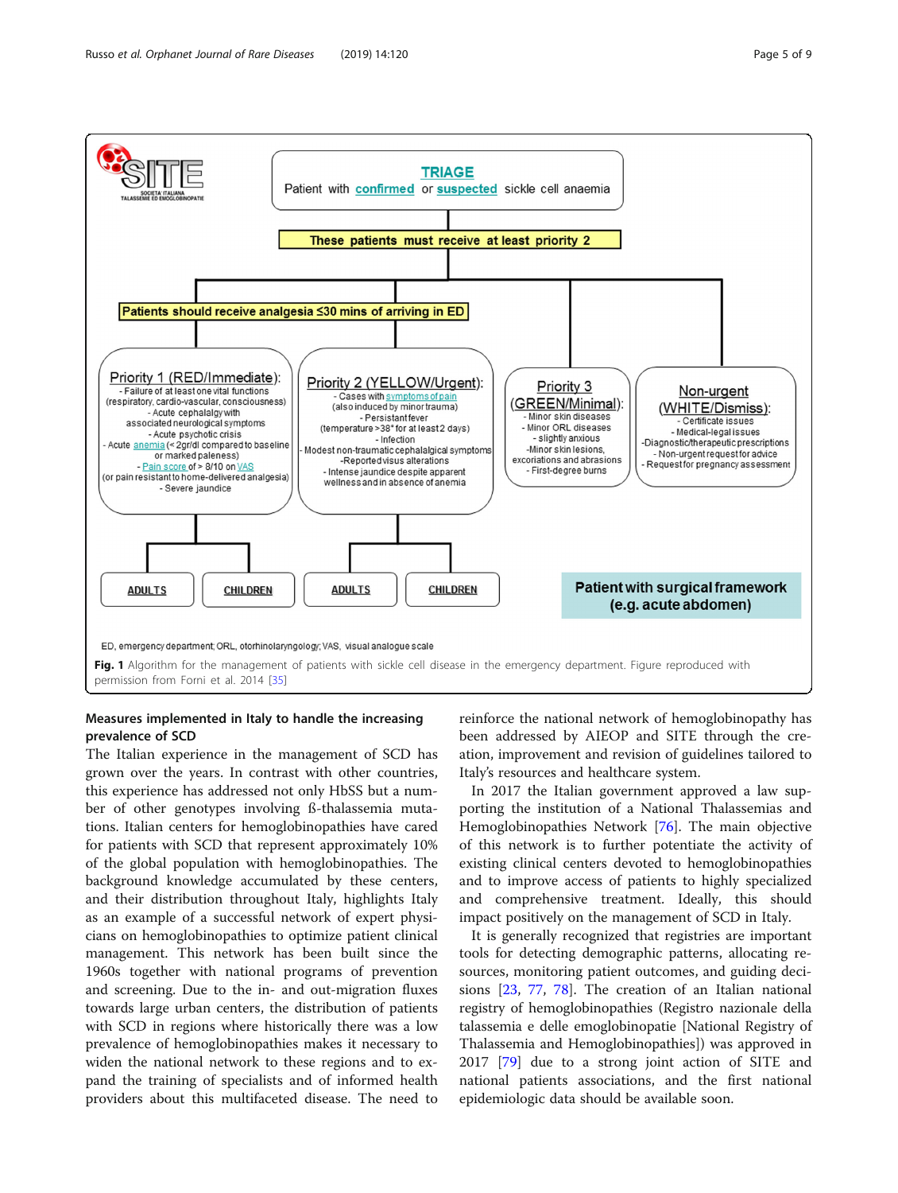TRIAGE

Patient with confirmed or suspected sickle cell anaemia

These patients must receive at least priority 2

Patients should receive analgesia ≤30 mins of arriving in ED

**Priority 1 (RED/Immediate):**
- Failure of at least one vital functions (respiratory, cardio-vascular, consciousness)
- Acute cephalalgy with associated neurological symptoms
- Acute psychotic crisis
- Acute anemia (< 2gr/dl compared to baseline or marked paleness)
- Pain score of > 8/10 on VAS (or pain resistant to home-delivered analgesia)
- Severe jaundice

**Priority 2 (YELLOW/Urgent):**
- Cases with symptoms of pain (also induced by minor trauma)
- Persistant fever (temperature >38° for at least 2 days)
- Infection
- Modest non-traumatic cephalalgical symptoms
- Reported visus alterations
- Intense jaundice despite apparent wellness and in absence of anemia

**Priority 3 (GREEN/Minimal):**
- Minor skin diseases
- Minor ORL diseases
- slightly anxious
- Minor skin lesions, excoriations and abrasions
- First-degree burns

**Non-urgent (WHITE/Dismiss):**
- Certificate issues
- Medical-legal issues
- Diagnostic/therapeutic prescriptions
- Non-urgent request for advice
- Request for pregnancy assessment

ADULTS | CHILDREN | ADULTS | CHILDREN

Patient with surgical framework (e.g. acute abdomen)

ED, emergency department; ORL, otorhinolaryngology; VAS, visual analogue scale

**Fig. 1** Algorithm for the management of patients with sickle cell disease in the emergency department. Figure reproduced with permission from Forni et al. 2014 [35]

### Measures implemented in Italy to handle the increasing prevalence of SCD

The Italian experience in the management of SCD has grown over the years. In contrast with other countries, this experience has addressed not only HbSS but a number of other genotypes involving ß-thalassemia mutations. Italian centers for hemoglobinopathies have cared for patients with SCD that represent approximately 10% of the global population with hemoglobinopathies. The background knowledge accumulated by these centers, and their distribution throughout Italy, highlights Italy as an example of a successful network of expert physicians on hemoglobinopathies to optimize patient clinical management. This network has been built since the 1960s together with national programs of prevention and screening. Due to the in- and out-migration fluxes towards large urban centers, the distribution of patients with SCD in regions where historically there was a low prevalence of hemoglobinopathies makes it necessary to widen the national network to these regions and to expand the training of specialists and of informed health providers about this multifaceted disease. The need to reinforce the national network of hemoglobinopathy has been addressed by AIEOP and SITE through the creation, improvement and revision of guidelines tailored to Italy's resources and healthcare system.

In 2017 the Italian government approved a law supporting the institution of a National Thalassemias and Hemoglobinopathies Network [76]. The main objective of this network is to further potentiate the activity of existing clinical centers devoted to hemoglobinopathies and to improve access of patients to highly specialized and comprehensive treatment. Ideally, this should impact positively on the management of SCD in Italy.

It is generally recognized that registries are important tools for detecting demographic patterns, allocating resources, monitoring patient outcomes, and guiding decisions [23, 77, 78]. The creation of an Italian national registry of hemoglobinopathies (Registro nazionale della talassemia e delle emoglobinopatie [National Registry of Thalassemia and Hemoglobinopathies]) was approved in 2017 [79] due to a strong joint action of SITE and national patients associations, and the first national epidemiologic data should be available soon.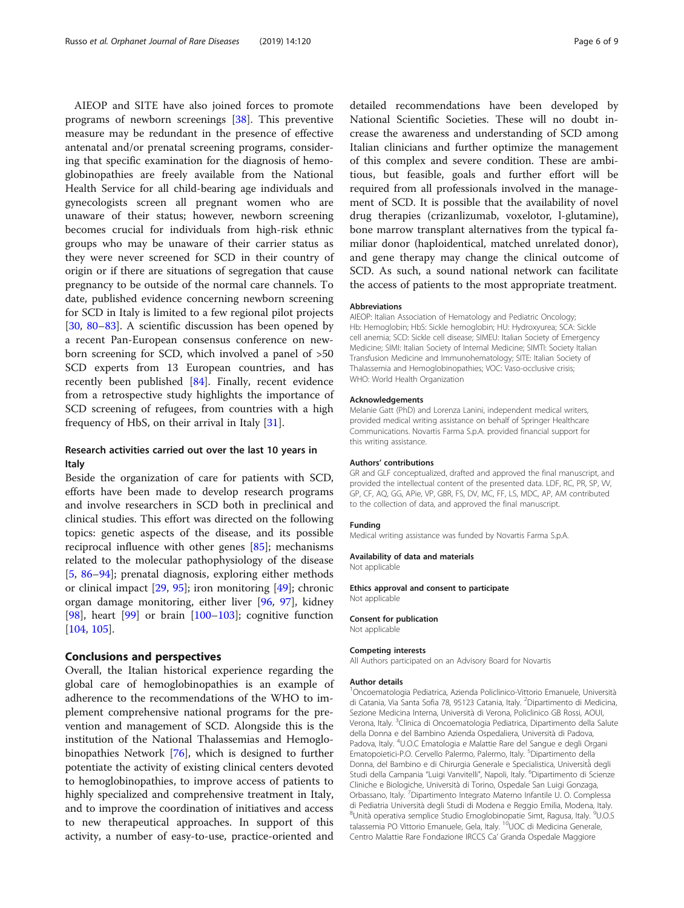AIEOP and SITE have also joined forces to promote programs of newborn screenings [38]. This preventive measure may be redundant in the presence of effective antenatal and/or prenatal screening programs, considering that specific examination for the diagnosis of hemoglobinopathies are freely available from the National Health Service for all child-bearing age individuals and gynecologists screen all pregnant women who are unaware of their status; however, newborn screening becomes crucial for individuals from high-risk ethnic groups who may be unaware of their carrier status as they were never screened for SCD in their country of origin or if there are situations of segregation that cause pregnancy to be outside of the normal care channels. To date, published evidence concerning newborn screening for SCD in Italy is limited to a few regional pilot projects [30, 80–83]. A scientific discussion has been opened by a recent Pan-European consensus conference on newborn screening for SCD, which involved a panel of >50 SCD experts from 13 European countries, and has recently been published [84]. Finally, recent evidence from a retrospective study highlights the importance of SCD screening of refugees, from countries with a high frequency of HbS, on their arrival in Italy [31].

### Research activities carried out over the last 10 years in Italy

Beside the organization of care for patients with SCD, efforts have been made to develop research programs and involve researchers in SCD both in preclinical and clinical studies. This effort was directed on the following topics: genetic aspects of the disease, and its possible reciprocal influence with other genes [85]; mechanisms related to the molecular pathophysiology of the disease [5, 86–94]; prenatal diagnosis, exploring either methods or clinical impact [29, 95]; iron monitoring [49]; chronic organ damage monitoring, either liver [96, 97], kidney [98], heart [99] or brain [100–103]; cognitive function [104, 105].

## Conclusions and perspectives

Overall, the Italian historical experience regarding the global care of hemoglobinopathies is an example of adherence to the recommendations of the WHO to implement comprehensive national programs for the prevention and management of SCD. Alongside this is the institution of the National Thalassemias and Hemoglobinopathies Network [76], which is designed to further potentiate the activity of existing clinical centers devoted to hemoglobinopathies, to improve access of patients to highly specialized and comprehensive treatment in Italy, and to improve the coordination of initiatives and access to new therapeutical approaches. In support of this activity, a number of easy-to-use, practice-oriented and detailed recommendations have been developed by National Scientific Societies. These will no doubt increase the awareness and understanding of SCD among Italian clinicians and further optimize the management of this complex and severe condition. These are ambitious, but feasible, goals and further effort will be required from all professionals involved in the management of SCD. It is possible that the availability of novel drug therapies (crizanlizumab, voxelotor, l-glutamine), bone marrow transplant alternatives from the typical familiar donor (haploidentical, matched unrelated donor), and gene therapy may change the clinical outcome of SCD. As such, a sound national network can facilitate the access of patients to the most appropriate treatment.

#### Abbreviations

AIEOP: Italian Association of Hematology and Pediatric Oncology; Hb: Hemoglobin; HbS: Sickle hemoglobin; HU: Hydroxyurea; SCA: Sickle cell anemia; SCD: Sickle cell disease; SIMEU: Italian Society of Emergency Medicine; SIMI: Italian Society of Internal Medicine; SIMTI: Society Italian Transfusion Medicine and Immunohematology; SITE: Italian Society of Thalassemia and Hemoglobinopathies; VOC: Vaso-occlusive crisis; WHO: World Health Organization

#### Acknowledgements

Melanie Gatt (PhD) and Lorenza Lanini, independent medical writers, provided medical writing assistance on behalf of Springer Healthcare Communications. Novartis Farma S.p.A. provided financial support for this writing assistance.

#### Authors' contributions

GR and GLF conceptualized, drafted and approved the final manuscript, and provided the intellectual content of the presented data. LDF, RC, PR, SP, VV, GP, CF, AQ, GG, APie, VP, GBR, FS, DV, MC, FF, LS, MDC, AP, AM contributed to the collection of data, and approved the final manuscript.

#### Funding

Medical writing assistance was funded by Novartis Farma S.p.A.

#### Availability of data and materials

Not applicable

#### Ethics approval and consent to participate

Not applicable

#### Consent for publication

Not applicable

#### Competing interests

All Authors participated on an Advisory Board for Novartis

#### Author details

[1]Oncoematologia Pediatrica, Azienda Policlinico-Vittorio Emanuele, Università di Catania, Via Santa Sofia 78, 95123 Catania, Italy. [2]Dipartimento di Medicina, Sezione Medicina Interna, Università di Verona, Policlinico GB Rossi, AOUI, Verona, Italy. [3]Clinica di Oncoematologia Pediatrica, Dipartimento della Salute della Donna e del Bambino Azienda Ospedaliera, Università di Padova, Padova, Italy. [4]U.O.C Ematologia e Malattie Rare del Sangue e degli Organi Ematopoietici-P.O. Cervello Palermo, Palermo, Italy. [5]Dipartimento della Donna, del Bambino e di Chirurgia Generale e Specialistica, Università degli Studi della Campania "Luigi Vanvitelli", Napoli, Italy. [6]Dipartimento di Scienze Cliniche e Biologiche, Università di Torino, Ospedale San Luigi Gonzaga, Orbassano, Italy. [7]Dipartimento Integrato Materno Infantile U. O. Complessa di Pediatria Università degli Studi di Modena e Reggio Emilia, Modena, Italy. [8]Unità operativa semplice Studio Emoglobinopatie Simt, Ragusa, Italy. [9]U.O.S talassemia PO Vittorio Emanuele, Gela, Italy. [10]UOC di Medicina Generale, Centro Malattie Rare Fondazione IRCCS Ca' Granda Ospedale Maggiore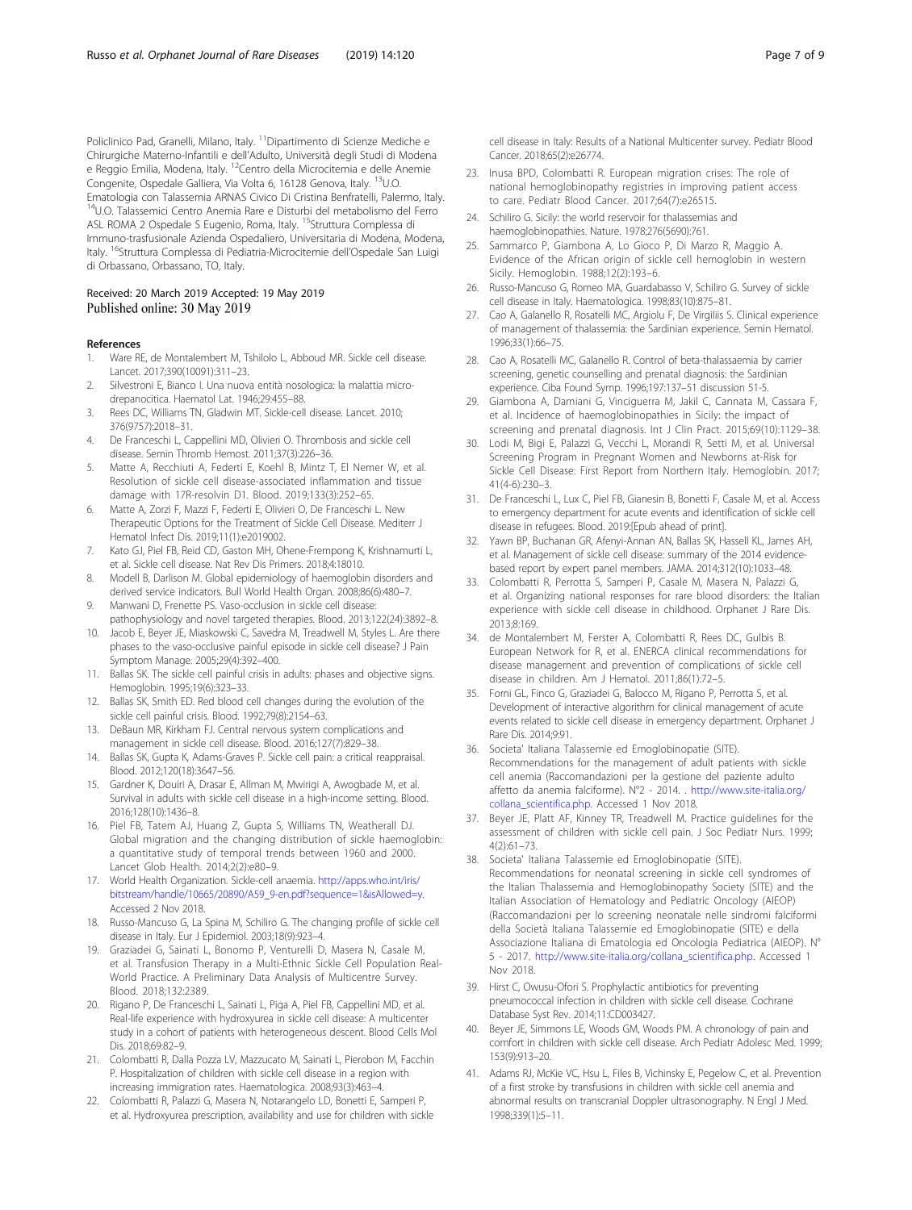Policlinico Pad, Granelli, Milano, Italy. [11]Dipartimento di Scienze Mediche e Chirurgiche Materno-Infantili e dell'Adulto, Università degli Studi di Modena e Reggio Emilia, Modena, Italy. [12]Centro della Microcitemia e delle Anemie Congenite, Ospedale Galliera, Via Volta 6, 16128 Genova, Italy. [13]U.O. Ematologia con Talassemia ARNAS Civico Di Cristina Benfratelli, Palermo, Italy. [14]U.O. Talassemici Centro Anemia Rare e Disturbi del metabolismo del Ferro ASL ROMA 2 Ospedale S Eugenio, Roma, Italy. [15]Struttura Complessa di Immuno-trasfusionale Azienda Ospedaliero, Universitaria di Modena, Modena, Italy. [16]Struttura Complessa di Pediatria-Microcitemie dell'Ospedale San Luigi di Orbassano, Orbassano, TO, Italy.

Received: 20 March 2019 Accepted: 19 May 2019
Published online: 30 May 2019

## References

1. Ware RE, de Montalembert M, Tshilolo L, Abboud MR. Sickle cell disease. Lancet. 2017;390(10091):311–23.
2. Silvestroni E, Bianco I. Una nuova entità nosologica: la malattia micro-drepanocitica. Haematol Lat. 1946;29:455–88.
3. Rees DC, Williams TN, Gladwin MT. Sickle-cell disease. Lancet. 2010; 376(9757):2018–31.
4. De Franceschi L, Cappellini MD, Olivieri O. Thrombosis and sickle cell disease. Semin Thromb Hemost. 2011;37(3):226–36.
5. Matte A, Recchiuti A, Federti E, Koehl B, Mintz T, El Nemer W, et al. Resolution of sickle cell disease-associated inflammation and tissue damage with 17R-resolvin D1. Blood. 2019;133(3):252–65.
6. Matte A, Zorzi F, Mazzi F, Federti E, Olivieri O, De Franceschi L. New Therapeutic Options for the Treatment of Sickle Cell Disease. Mediterr J Hematol Infect Dis. 2019;11(1):e2019002.
7. Kato GJ, Piel FB, Reid CD, Gaston MH, Ohene-Frempong K, Krishnamurti L, et al. Sickle cell disease. Nat Rev Dis Primers. 2018;4:18010.
8. Modell B, Darlison M. Global epidemiology of haemoglobin disorders and derived service indicators. Bull World Health Organ. 2008;86(6):480–7.
9. Manwani D, Frenette PS. Vaso-occlusion in sickle cell disease: pathophysiology and novel targeted therapies. Blood. 2013;122(24):3892–8.
10. Jacob E, Beyer JE, Miaskowski C, Savedra M, Treadwell M, Styles L. Are there phases to the vaso-occlusive painful episode in sickle cell disease? J Pain Symptom Manage. 2005;29(4):392–400.
11. Ballas SK. The sickle cell painful crisis in adults: phases and objective signs. Hemoglobin. 1995;19(6):323–33.
12. Ballas SK, Smith ED. Red blood cell changes during the evolution of the sickle cell painful crisis. Blood. 1992;79(8):2154–63.
13. DeBaun MR, Kirkham FJ. Central nervous system complications and management in sickle cell disease. Blood. 2016;127(7):829–38.
14. Ballas SK, Gupta K, Adams-Graves P. Sickle cell pain: a critical reappraisal. Blood. 2012;120(18):3647–56.
15. Gardner K, Douiri A, Drasar E, Allman M, Mwirigi A, Awogbade M, et al. Survival in adults with sickle cell disease in a high-income setting. Blood. 2016;128(10):1436–8.
16. Piel FB, Tatem AJ, Huang Z, Gupta S, Williams TN, Weatherall DJ. Global migration and the changing distribution of sickle haemoglobin: a quantitative study of temporal trends between 1960 and 2000. Lancet Glob Health. 2014;2(2):e80–9.
17. World Health Organization. Sickle-cell anaemia. http://apps.who.int/iris/bitstream/handle/10665/20890/A59_9-en.pdf?sequence=1&isAllowed=y. Accessed 2 Nov 2018.
18. Russo-Mancuso G, La Spina M, Schiliro G. The changing profile of sickle cell disease in Italy. Eur J Epidemiol. 2003;18(9):923–4.
19. Graziadei G, Sainati L, Bonomo P, Venturelli D, Masera N, Casale M, et al. Transfusion Therapy in a Multi-Ethnic Sickle Cell Population Real-World Practice. A Preliminary Data Analysis of Multicentre Survey. Blood. 2018;132:2389.
20. Rigano P, De Franceschi L, Sainati L, Piga A, Piel FB, Cappellini MD, et al. Real-life experience with hydroxyurea in sickle cell disease: A multicenter study in a cohort of patients with heterogeneous descent. Blood Cells Mol Dis. 2018;69:82–9.
21. Colombatti R, Dalla Pozza LV, Mazzucato M, Sainati L, Pierobon M, Facchin P. Hospitalization of children with sickle cell disease in a region with increasing immigration rates. Haematologica. 2008;93(3):463–4.
22. Colombatti R, Palazzi G, Masera N, Notarangelo LD, Bonetti E, Samperi P, et al. Hydroxyurea prescription, availability and use for children with sickle cell disease in Italy: Results of a National Multicenter survey. Pediatr Blood Cancer. 2018;65(2):e26774.
23. Inusa BPD, Colombatti R. European migration crises: The role of national hemoglobinopathy registries in improving patient access to care. Pediatr Blood Cancer. 2017;64(7):e26515.
24. Schiliro G. Sicily: the world reservoir for thalassemias and haemoglobinopathies. Nature. 1978;276(5690):761.
25. Sammarco P, Giambona A, Lo Gioco P, Di Marzo R, Maggio A. Evidence of the African origin of sickle cell hemoglobin in western Sicily. Hemoglobin. 1988;12(2):193–6.
26. Russo-Mancuso G, Romeo MA, Guardabasso V, Schiliro G. Survey of sickle cell disease in Italy. Haematologica. 1998;83(10):875–81.
27. Cao A, Galanello R, Rosatelli MC, Argiolu F, De Virgiliis S. Clinical experience of management of thalassemia: the Sardinian experience. Semin Hematol. 1996;33(1):66–75.
28. Cao A, Rosatelli MC, Galanello R. Control of beta-thalassaemia by carrier screening, genetic counselling and prenatal diagnosis: the Sardinian experience. Ciba Found Symp. 1996;197:137–51 discussion 51-5.
29. Giambona A, Damiani G, Vinciguerra M, Jakil C, Cannata M, Cassara F, et al. Incidence of haemoglobinopathies in Sicily: the impact of screening and prenatal diagnosis. Int J Clin Pract. 2015;69(10):1129–38.
30. Lodi M, Bigi E, Palazzi G, Vecchi L, Morandi R, Setti M, et al. Universal Screening Program in Pregnant Women and Newborns at-Risk for Sickle Cell Disease: First Report from Northern Italy. Hemoglobin. 2017; 41(4-6):230–3.
31. De Franceschi L, Lux C, Piel FB, Gianesin B, Bonetti F, Casale M, et al. Access to emergency department for acute events and identification of sickle cell disease in refugees. Blood. 2019:[Epub ahead of print].
32. Yawn BP, Buchanan GR, Afenyi-Annan AN, Ballas SK, Hassell KL, James AH, et al. Management of sickle cell disease: summary of the 2014 evidence-based report by expert panel members. JAMA. 2014;312(10):1033–48.
33. Colombatti R, Perrotta S, Samperi P, Casale M, Masera N, Palazzi G, et al. Organizing national responses for rare blood disorders: the Italian experience with sickle cell disease in childhood. Orphanet J Rare Dis. 2013;8:169.
34. de Montalembert M, Ferster A, Colombatti R, Rees DC, Gulbis B. European Network for R, et al. ENERCA clinical recommendations for disease management and prevention of complications of sickle cell disease in children. Am J Hematol. 2011;86(1):72–5.
35. Forni GL, Finco G, Graziadei G, Balocco M, Rigano P, Perrotta S, et al. Development of interactive algorithm for clinical management of acute events related to sickle cell disease in emergency department. Orphanet J Rare Dis. 2014;9:91.
36. Societa' Italiana Talassemie ed Emoglobinopatie (SITE). Recommendations for the management of adult patients with sickle cell anemia (Raccomandazioni per la gestione del paziente adulto affetto da anemia falciforme). N°2 - 2014. . http://www.site-italia.org/collana_scientifica.php. Accessed 1 Nov 2018.
37. Beyer JE, Platt AF, Kinney TR, Treadwell M. Practice guidelines for the assessment of children with sickle cell pain. J Soc Pediatr Nurs. 1999; 4(2):61–73.
38. Societa' Italiana Talassemie ed Emoglobinopatie (SITE). Recommendations for neonatal screening in sickle cell syndromes of the Italian Thalassemia and Hemoglobinopathy Society (SITE) and the Italian Association of Hematology and Pediatric Oncology (AIEOP) (Raccomandazioni per lo screening neonatale nelle sindromi falciformi della Società Italiana Talassemie ed Emoglobinopatie (SITE) e della Associazione Italiana di Ematologia ed Oncologia Pediatrica (AIEOP). N° 5 - 2017. http://www.site-italia.org/collana_scientifica.php. Accessed 1 Nov 2018.
39. Hirst C, Owusu-Ofori S. Prophylactic antibiotics for preventing pneumococcal infection in children with sickle cell disease. Cochrane Database Syst Rev. 2014;11:CD003427.
40. Beyer JE, Simmons LE, Woods GM, Woods PM. A chronology of pain and comfort in children with sickle cell disease. Arch Pediatr Adolesc Med. 1999; 153(9):913–20.
41. Adams RJ, McKie VC, Hsu L, Files B, Vichinsky E, Pegelow C, et al. Prevention of a first stroke by transfusions in children with sickle cell anemia and abnormal results on transcranial Doppler ultrasonography. N Engl J Med. 1998;339(1):5–11.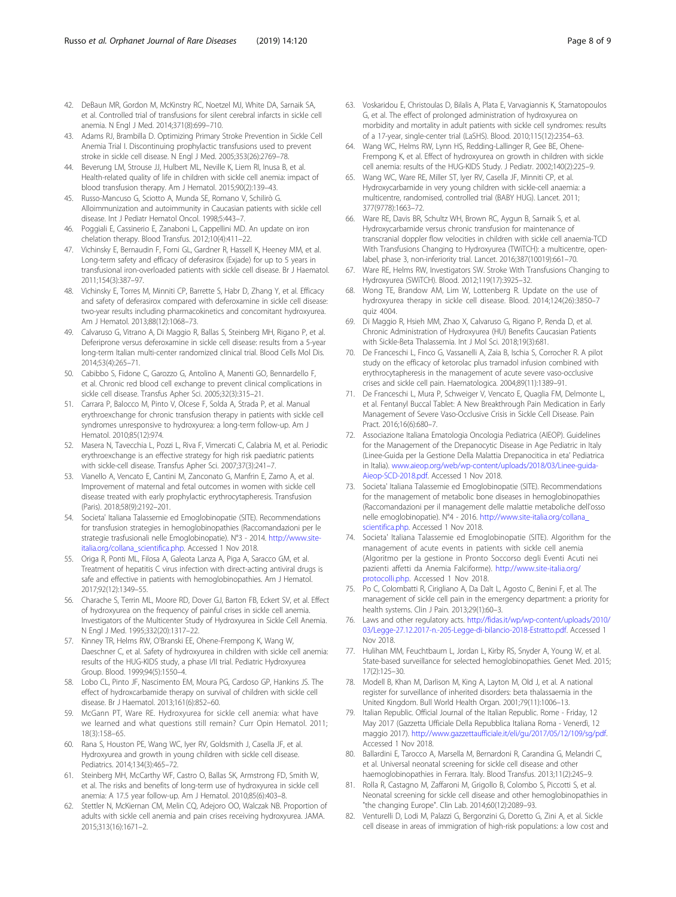42. DeBaun MR, Gordon M, McKinstry RC, Noetzel MJ, White DA, Sarnaik SA, et al. Controlled trial of transfusions for silent cerebral infarcts in sickle cell anemia. N Engl J Med. 2014;371(8):699–710.
43. Adams RJ, Brambilla D. Optimizing Primary Stroke Prevention in Sickle Cell Anemia Trial I. Discontinuing prophylactic transfusions used to prevent stroke in sickle cell disease. N Engl J Med. 2005;353(26):2769–78.
44. Beverung LM, Strouse JJ, Hulbert ML, Neville K, Liem RI, Inusa B, et al. Health-related quality of life in children with sickle cell anemia: impact of blood transfusion therapy. Am J Hematol. 2015;90(2):139–43.
45. Russo-Mancuso G, Sciotto A, Munda SE, Romano V, Schilirò G. Alloimmunization and autoimmunity in Caucasian patients with sickle cell disease. Int J Pediatr Hematol Oncol. 1998;5:443–7.
46. Poggiali E, Cassinerio E, Zanaboni L, Cappellini MD. An update on iron chelation therapy. Blood Transfus. 2012;10(4):411–22.
47. Vichinsky E, Bernaudin F, Forni GL, Gardner R, Hassell K, Heeney MM, et al. Long-term safety and efficacy of deferasirox (Exjade) for up to 5 years in transfusional iron-overloaded patients with sickle cell disease. Br J Haematol. 2011;154(3):387–97.
48. Vichinsky E, Torres M, Minniti CP, Barrette S, Habr D, Zhang Y, et al. Efficacy and safety of deferasirox compared with deferoxamine in sickle cell disease: two-year results including pharmacokinetics and concomitant hydroxyurea. Am J Hematol. 2013;88(12):1068–73.
49. Calvaruso G, Vitrano A, Di Maggio R, Ballas S, Steinberg MH, Rigano P, et al. Deferiprone versus deferoxamine in sickle cell disease: results from a 5-year long-term Italian multi-center randomized clinical trial. Blood Cells Mol Dis. 2014;53(4):265–71.
50. Cabibbo S, Fidone C, Garozzo G, Antolino A, Manenti GO, Bennardello F, et al. Chronic red blood cell exchange to prevent clinical complications in sickle cell disease. Transfus Apher Sci. 2005;32(3):315–21.
51. Carrara P, Balocco M, Pinto V, Olcese F, Solda A, Strada P, et al. Manual erythroexchange for chronic transfusion therapy in patients with sickle cell syndromes unresponsive to hydroxyurea: a long-term follow-up. Am J Hematol. 2010;85(12):974.
52. Masera N, Tavecchia L, Pozzi L, Riva F, Vimercati C, Calabria M, et al. Periodic erythroexchange is an effective strategy for high risk paediatric patients with sickle-cell disease. Transfus Apher Sci. 2007;37(3):241–7.
53. Vianello A, Vencato E, Cantini M, Zanconato G, Manfrin E, Zamo A, et al. Improvement of maternal and fetal outcomes in women with sickle cell disease treated with early prophylactic erythrocytapheresis. Transfusion (Paris). 2018;58(9):2192–201.
54. Societa' Italiana Talassemie ed Emoglobinopatie (SITE). Recommendations for transfusion strategies in hemoglobinopathies (Raccomandazioni per le strategie trasfusionali nelle Emoglobinopatie). N°3 - 2014. http://www.site-italia.org/collana_scientifica.php. Accessed 1 Nov 2018.
55. Origa R, Ponti ML, Filosa A, Galeota Lanza A, Piga A, Saracco GM, et al. Treatment of hepatitis C virus infection with direct-acting antiviral drugs is safe and effective in patients with hemoglobinopathies. Am J Hematol. 2017;92(12):1349–55.
56. Charache S, Terrin ML, Moore RD, Dover GJ, Barton FB, Eckert SV, et al. Effect of hydroxyurea on the frequency of painful crises in sickle cell anemia. Investigators of the Multicenter Study of Hydroxyurea in Sickle Cell Anemia. N Engl J Med. 1995;332(20):1317–22.
57. Kinney TR, Helms RW, O'Branski EE, Ohene-Frempong K, Wang W, Daeschner C, et al. Safety of hydroxyurea in children with sickle cell anemia: results of the HUG-KIDS study, a phase I/II trial. Pediatric Hydroxyurea Group. Blood. 1999;94(5):1550–4.
58. Lobo CL, Pinto JF, Nascimento EM, Moura PG, Cardoso GP, Hankins JS. The effect of hydroxcarbamide therapy on survival of children with sickle cell disease. Br J Haematol. 2013;161(6):852–60.
59. McGann PT, Ware RE. Hydroxyurea for sickle cell anemia: what have we learned and what questions still remain? Curr Opin Hematol. 2011; 18(3):158–65.
60. Rana S, Houston PE, Wang WC, Iyer RV, Goldsmith J, Casella JF, et al. Hydroxyurea and growth in young children with sickle cell disease. Pediatrics. 2014;134(3):465–72.
61. Steinberg MH, McCarthy WF, Castro O, Ballas SK, Armstrong FD, Smith W, et al. The risks and benefits of long-term use of hydroxyurea in sickle cell anemia: A 17.5 year follow-up. Am J Hematol. 2010;85(6):403–8.
62. Stettler N, McKiernan CM, Melin CQ, Adejoro OO, Walczak NB. Proportion of adults with sickle cell anemia and pain crises receiving hydroxyurea. JAMA. 2015;313(16):1671–2.
63. Voskaridou E, Christoulas D, Bilalis A, Plata E, Varvagiannis K, Stamatopoulos G, et al. The effect of prolonged administration of hydroxyurea on morbidity and mortality in adult patients with sickle cell syndromes: results of a 17-year, single-center trial (LaSHS). Blood. 2010;115(12):2354–63.
64. Wang WC, Helms RW, Lynn HS, Redding-Lallinger R, Gee BE, Ohene-Frempong K, et al. Effect of hydroxyurea on growth in children with sickle cell anemia: results of the HUG-KIDS Study. J Pediatr. 2002;140(2):225–9.
65. Wang WC, Ware RE, Miller ST, Iyer RV, Casella JF, Minniti CP, et al. Hydroxycarbamide in very young children with sickle-cell anaemia: a multicentre, randomised, controlled trial (BABY HUG). Lancet. 2011; 377(9778):1663–72.
66. Ware RE, Davis BR, Schultz WH, Brown RC, Aygun B, Sarnaik S, et al. Hydroxycarbamide versus chronic transfusion for maintenance of transcranial doppler flow velocities in children with sickle cell anaemia-TCD With Transfusions Changing to Hydroxyurea (TWiTCH): a multicentre, open-label, phase 3, non-inferiority trial. Lancet. 2016;387(10019):661–70.
67. Ware RE, Helms RW, Investigators SW. Stroke With Transfusions Changing to Hydroxyurea (SWiTCH). Blood. 2012;119(17):3925–32.
68. Wong TE, Brandow AM, Lim W, Lottenberg R. Update on the use of hydroxyurea therapy in sickle cell disease. Blood. 2014;124(26):3850–7 quiz 4004.
69. Di Maggio R, Hsieh MM, Zhao X, Calvaruso G, Rigano P, Renda D, et al. Chronic Administration of Hydroxyurea (HU) Benefits Caucasian Patients with Sickle-Beta Thalassemia. Int J Mol Sci. 2018;19(3):681.
70. De Franceschi L, Finco G, Vassanelli A, Zaia B, Ischia S, Corrocher R. A pilot study on the efficacy of ketorolac plus tramadol infusion combined with erythrocytapheresis in the management of acute severe vaso-occlusive crises and sickle cell pain. Haematologica. 2004;89(11):1389–91.
71. De Franceschi L, Mura P, Schweiger V, Vencato E, Quaglia FM, Delmonte L, et al. Fentanyl Buccal Tablet: A New Breakthrough Pain Medication in Early Management of Severe Vaso-Occlusive Crisis in Sickle Cell Disease. Pain Pract. 2016;16(6):680–7.
72. Associazione Italiana Ematologia Oncologia Pediatrica (AIEOP). Guidelines for the Management of the Drepanocytic Disease in Age Pediatric in Italy (Linee-Guida per la Gestione Della Malattia Drepanocitica in eta' Pediatrica in Italia). www.aieop.org/web/wp-content/uploads/2018/03/Linee-guida-Aieop-SCD-2018.pdf. Accessed 1 Nov 2018.
73. Societa' Italiana Talassemie ed Emoglobinopatie (SITE). Recommendations for the management of metabolic bone diseases in hemoglobinopathies (Raccomandazioni per il management delle malattie metaboliche dell'osso nelle emoglobinopatie). N°4 - 2016. http://www.site-italia.org/collana_scientifica.php. Accessed 1 Nov 2018.
74. Societa' Italiana Talassemie ed Emoglobinopatie (SITE). Algorithm for the management of acute events in patients with sickle cell anemia (Algoritmo per la gestione in Pronto Soccorso degli Eventi Acuti nei pazienti affetti da Anemia Falciforme). http://www.site-italia.org/protocolli.php. Accessed 1 Nov 2018.
75. Po C, Colombatti R, Cirigliano A, Da Dalt L, Agosto C, Benini F, et al. The management of sickle cell pain in the emergency department: a priority for health systems. Clin J Pain. 2013;29(1):60–3.
76. Laws and other regulatory acts. http://fidas.it/wp/wp-content/uploads/2010/03/Legge-27.12.2017-n.-205-Legge-di-bilancio-2018-Estratto.pdf. Accessed 1 Nov 2018.
77. Hulihan MM, Feuchtbaum L, Jordan L, Kirby RS, Snyder A, Young W, et al. State-based surveillance for selected hemoglobinopathies. Genet Med. 2015; 17(2):125–30.
78. Modell B, Khan M, Darlison M, King A, Layton M, Old J, et al. A national register for surveillance of inherited disorders: beta thalassaemia in the United Kingdom. Bull World Health Organ. 2001;79(11):1006–13.
79. Italian Republic. Official Journal of the Italian Republic. Rome - Friday, 12 May 2017 (Gazzetta Ufficiale Della Repubblica Italiana Roma - Venerdi, 12 maggio 2017). http://www.gazzettaufficiale.it/eli/gu/2017/05/12/109/sg/pdf. Accessed 1 Nov 2018.
80. Ballardini E, Tarocco A, Marsella M, Bernardoni R, Carandina G, Melandri C, et al. Universal neonatal screening for sickle cell disease and other haemoglobinopathies in Ferrara. Italy. Blood Transfus. 2013;11(2):245–9.
81. Rolla R, Castagno M, Zaffaroni M, Grigollo B, Colombo S, Piccotti S, et al. Neonatal screening for sickle cell disease and other hemoglobinopathies in "the changing Europe". Clin Lab. 2014;60(12):2089–93.
82. Venturelli D, Lodi M, Palazzi G, Bergonzini G, Doretto G, Zini A, et al. Sickle cell disease in areas of immigration of high-risk populations: a low cost and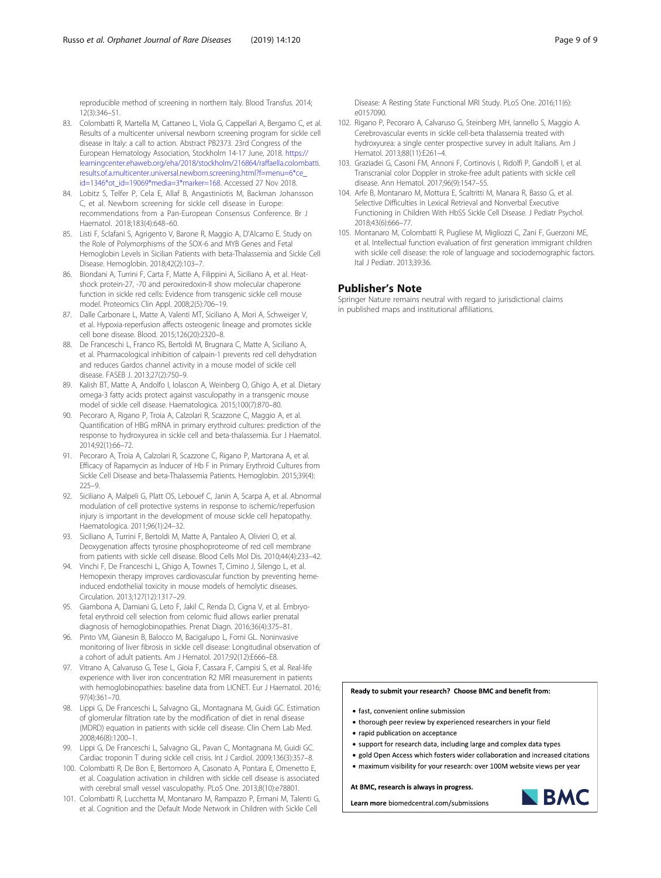reproducible method of screening in northern Italy. Blood Transfus. 2014; 12(3):346–51.

83. Colombatti R, Martella M, Cattaneo L, Viola G, Cappellari A, Bergamo C, et al. Results of a multicenter universal newborn screening program for sickle cell disease in Italy: a call to action. Abstract PB2373. 23rd Congress of the European Hematology Association, Stockholm 14-17 June, 2018. https://learningcenter.ehaweb.org/eha/2018/stockholm/216864/raffaella.colombatti.results.of.a.multicenter.universal.newborn.screening.html?f=menu=6*ce_id=1346*ot_id=19069*media=3*marker=168. Accessed 27 Nov 2018.
84. Lobitz S, Telfer P, Cela E, Allaf B, Angastiniotis M, Backman Johansson C, et al. Newborn screening for sickle cell disease in Europe: recommendations from a Pan-European Consensus Conference. Br J Haematol. 2018;183(4):648–60.
85. Listi F, Sclafani S, Agrigento V, Barone R, Maggio A, D'Alcamo E. Study on the Role of Polymorphisms of the SOX-6 and MYB Genes and Fetal Hemoglobin Levels in Sicilian Patients with beta-Thalassemia and Sickle Cell Disease. Hemoglobin. 2018;42(2):103–7.
86. Biondani A, Turrini F, Carta F, Matte A, Filippini A, Siciliano A, et al. Heat-shock protein-27, -70 and peroxiredoxin-II show molecular chaperone function in sickle red cells: Evidence from transgenic sickle cell mouse model. Proteomics Clin Appl. 2008;2(5):706–19.
87. Dalle Carbonare L, Matte A, Valenti MT, Siciliano A, Mori A, Schweiger V, et al. Hypoxia-reperfusion affects osteogenic lineage and promotes sickle cell bone disease. Blood. 2015;126(20):2320–8.
88. De Franceschi L, Franco RS, Bertoldi M, Brugnara C, Matte A, Siciliano A, et al. Pharmacological inhibition of calpain-1 prevents red cell dehydration and reduces Gardos channel activity in a mouse model of sickle cell disease. FASEB J. 2013;27(2):750–9.
89. Kalish BT, Matte A, Andolfo I, Iolascon A, Weinberg O, Ghigo A, et al. Dietary omega-3 fatty acids protect against vasculopathy in a transgenic mouse model of sickle cell disease. Haematologica. 2015;100(7):870–80.
90. Pecoraro A, Rigano P, Troia A, Calzolari R, Scazzone C, Maggio A, et al. Quantification of HBG mRNA in primary erythroid cultures: prediction of the response to hydroxyurea in sickle cell and beta-thalassemia. Eur J Haematol. 2014;92(1):66–72.
91. Pecoraro A, Troia A, Calzolari R, Scazzone C, Rigano P, Martorana A, et al. Efficacy of Rapamycin as Inducer of Hb F in Primary Erythroid Cultures from Sickle Cell Disease and beta-Thalassemia Patients. Hemoglobin. 2015;39(4): 225–9.
92. Siciliano A, Malpeli G, Platt OS, Lebouef C, Janin A, Scarpa A, et al. Abnormal modulation of cell protective systems in response to ischemic/reperfusion injury is important in the development of mouse sickle cell hepatopathy. Haematologica. 2011;96(1):24–32.
93. Siciliano A, Turrini F, Bertoldi M, Matte A, Pantaleo A, Olivieri O, et al. Deoxygenation affects tyrosine phosphoproteome of red cell membrane from patients with sickle cell disease. Blood Cells Mol Dis. 2010;44(4):233–42.
94. Vinchi F, De Franceschi L, Ghigo A, Townes T, Cimino J, Silengo L, et al. Hemopexin therapy improves cardiovascular function by preventing heme-induced endothelial toxicity in mouse models of hemolytic diseases. Circulation. 2013;127(12):1317–29.
95. Giambona A, Damiani G, Leto F, Jakil C, Renda D, Cigna V, et al. Embryo-fetal erythroid cell selection from celomic fluid allows earlier prenatal diagnosis of hemoglobinopathies. Prenat Diagn. 2016;36(4):375–81.
96. Pinto VM, Gianesin B, Balocco M, Bacigalupo L, Forni GL. Noninvasive monitoring of liver fibrosis in sickle cell disease: Longitudinal observation of a cohort of adult patients. Am J Hematol. 2017;92(12):E666–E8.
97. Vitrano A, Calvaruso G, Tese L, Gioia F, Cassara F, Campisi S, et al. Real-life experience with liver iron concentration R2 MRI measurement in patients with hemoglobinopathies: baseline data from LICNET. Eur J Haematol. 2016; 97(4):361–70.
98. Lippi G, De Franceschi L, Salvagno GL, Montagnana M, Guidi GC. Estimation of glomerular filtration rate by the modification of diet in renal disease (MDRD) equation in patients with sickle cell disease. Clin Chem Lab Med. 2008;46(8):1200–1.
99. Lippi G, De Franceschi L, Salvagno GL, Pavan C, Montagnana M, Guidi GC. Cardiac troponin T during sickle cell crisis. Int J Cardiol. 2009;136(3):357–8.
100. Colombatti R, De Bon E, Bertomoro A, Casonato A, Pontara E, Omenetto E, et al. Coagulation activation in children with sickle cell disease is associated with cerebral small vessel vasculopathy. PLoS One. 2013;8(10):e78801.
101. Colombatti R, Lucchetta M, Montanaro M, Rampazzo P, Ermani M, Talenti G, et al. Cognition and the Default Mode Network in Children with Sickle Cell Disease: A Resting State Functional MRI Study. PLoS One. 2016;11(6): e0157090.
102. Rigano P, Pecoraro A, Calvaruso G, Steinberg MH, Iannello S, Maggio A. Cerebrovascular events in sickle cell-beta thalassemia treated with hydroxyurea: a single center prospective survey in adult Italians. Am J Hematol. 2013;88(11):E261–4.
103. Graziadei G, Casoni FM, Annoni F, Cortinovis I, Ridolfi P, Gandolfi I, et al. Transcranial color Doppler in stroke-free adult patients with sickle cell disease. Ann Hematol. 2017;96(9):1547–55.
104. Arfe B, Montanaro M, Mottura E, Scaltritti M, Manara R, Basso G, et al. Selective Difficulties in Lexical Retrieval and Nonverbal Executive Functioning in Children With HbSS Sickle Cell Disease. J Pediatr Psychol. 2018;43(6):666–77.
105. Montanaro M, Colombatti R, Pugliese M, Migliozzi C, Zani F, Guerzoni ME, et al. Intellectual function evaluation of first generation immigrant children with sickle cell disease: the role of language and sociodemographic factors. Ital J Pediatr. 2013;39:36.

## Publisher's Note

Springer Nature remains neutral with regard to jurisdictional claims in published maps and institutional affiliations.

**Ready to submit your research? Choose BMC and benefit from:**

- fast, convenient online submission
- thorough peer review by experienced researchers in your field
- rapid publication on acceptance
- support for research data, including large and complex data types
- gold Open Access which fosters wider collaboration and increased citations
- maximum visibility for your research: over 100M website views per year

**At BMC, research is always in progress.**

**Learn more** biomedcentral.com/submissions

BMC